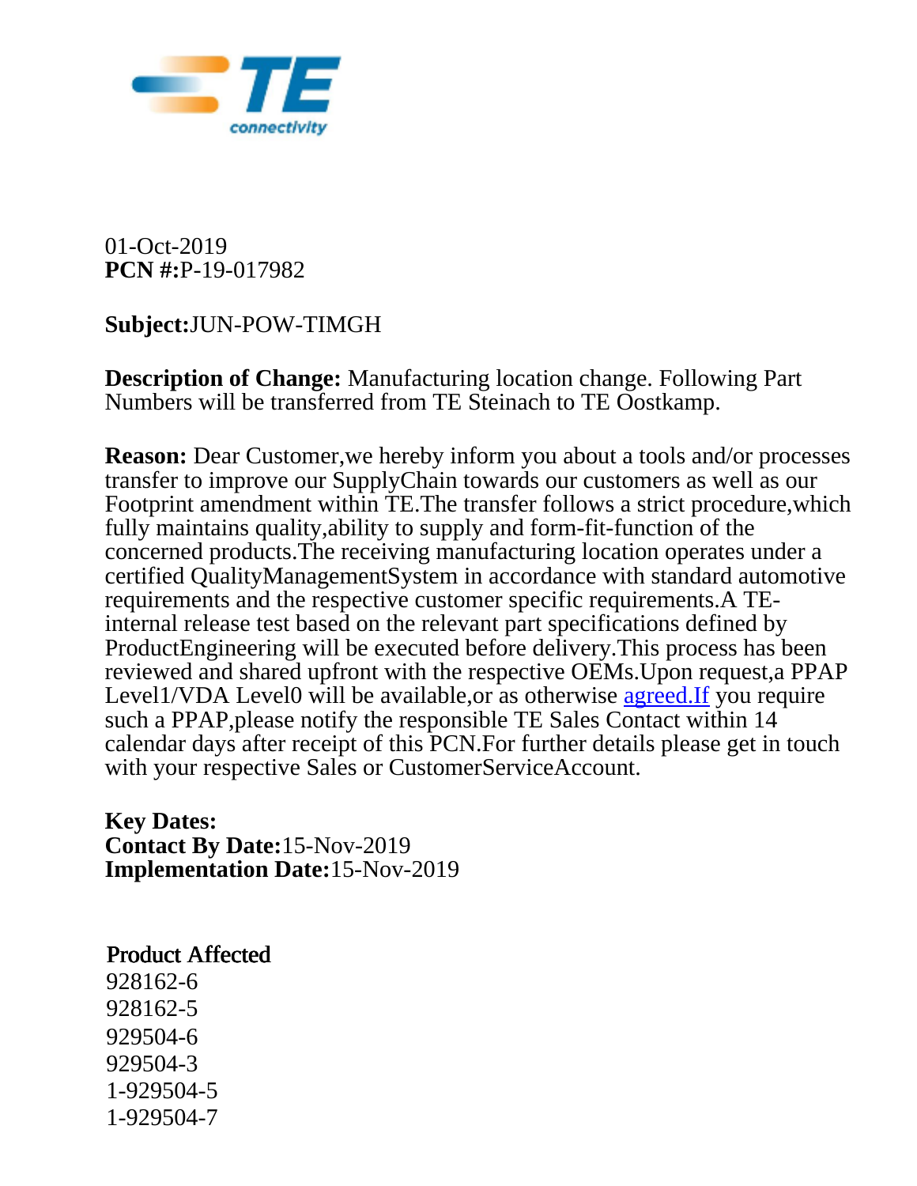01-Oct-2019
**PCN #:**P-19-017982

**Subject:**JUN-POW-TIMGH

**Description of Change:** Manufacturing location change. Following Part Numbers will be transferred from TE Steinach to TE Oostkamp.

**Reason:** Dear Customer,we hereby inform you about a tools and/or processes transfer to improve our SupplyChain towards our customers as well as our Footprint amendment within TE.The transfer follows a strict procedure,which fully maintains quality,ability to supply and form-fit-function of the concerned products.The receiving manufacturing location operates under a certified QualityManagementSystem in accordance with standard automotive requirements and the respective customer specific requirements.A TE-internal release test based on the relevant part specifications defined by ProductEngineering will be executed before delivery.This process has been reviewed and shared upfront with the respective OEMs.Upon request,a PPAP Level1/VDA Level0 will be available,or as otherwise agreed.If you require such a PPAP,please notify the responsible TE Sales Contact within 14 calendar days after receipt of this PCN.For further details please get in touch with your respective Sales or CustomerServiceAccount.

**Key Dates:**
**Contact By Date:**15-Nov-2019
**Implementation Date:**15-Nov-2019

**Product Affected**

928162-6
928162-5
929504-6
929504-3
1-929504-5
1-929504-7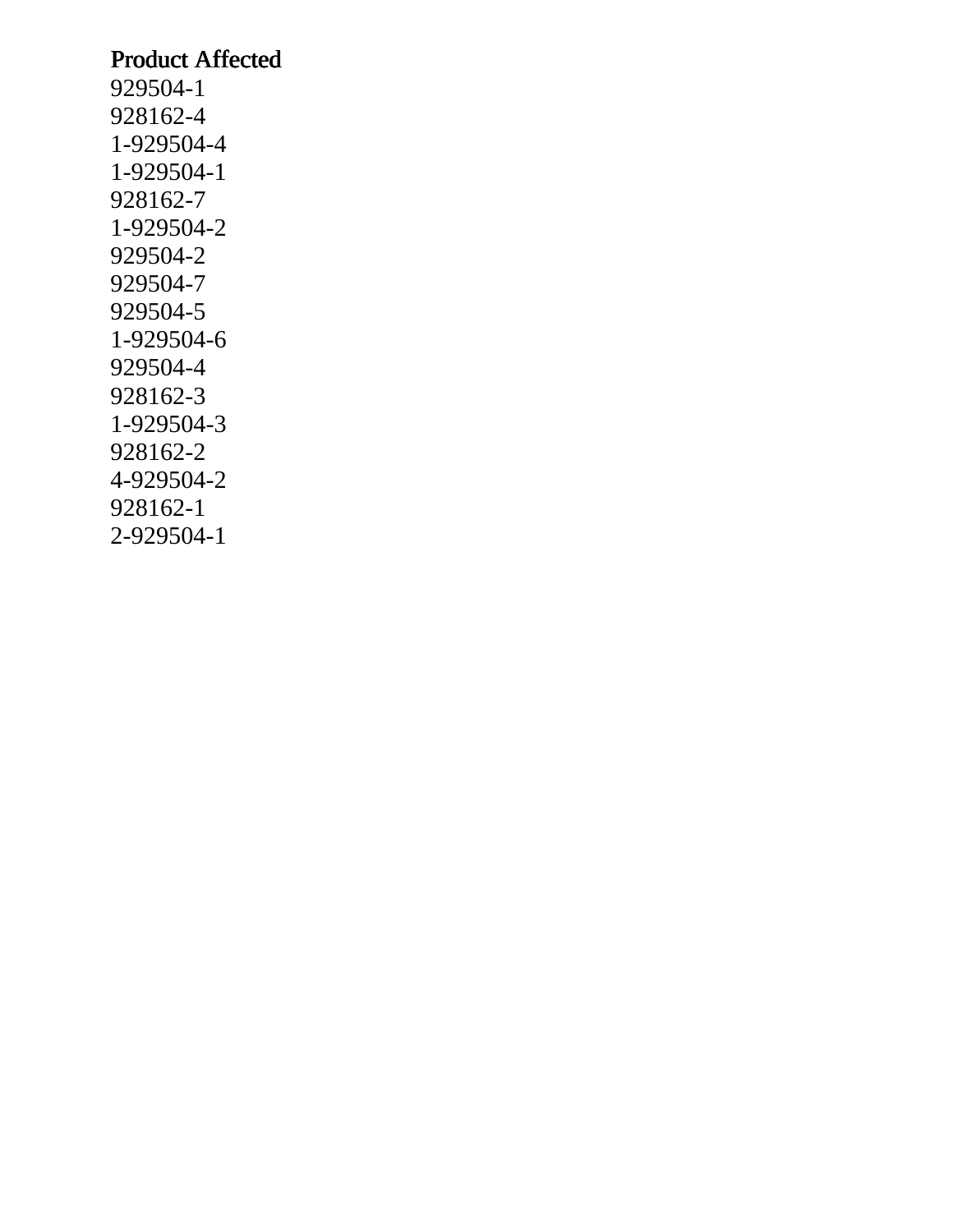**Product Affected**

929504-1
928162-4
1-929504-4
1-929504-1
928162-7
1-929504-2
929504-2
929504-7
929504-5
1-929504-6
929504-4
928162-3
1-929504-3
928162-2
4-929504-2
928162-1
2-929504-1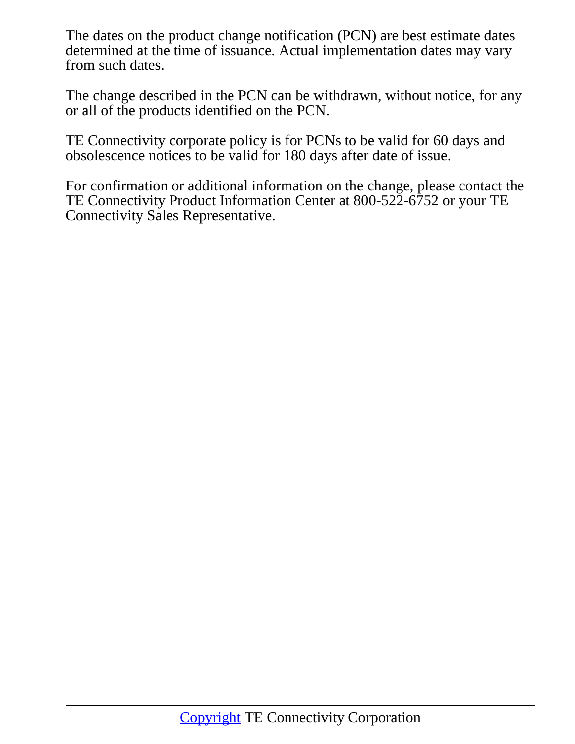The dates on the product change notification (PCN) are best estimate dates determined at the time of issuance. Actual implementation dates may vary from such dates.

The change described in the PCN can be withdrawn, without notice, for any or all of the products identified on the PCN.

TE Connectivity corporate policy is for PCNs to be valid for 60 days and obsolescence notices to be valid for 180 days after date of issue.

For confirmation or additional information on the change, please contact the TE Connectivity Product Information Center at 800-522-6752 or your TE Connectivity Sales Representative.

---

Copyright TE Connectivity Corporation